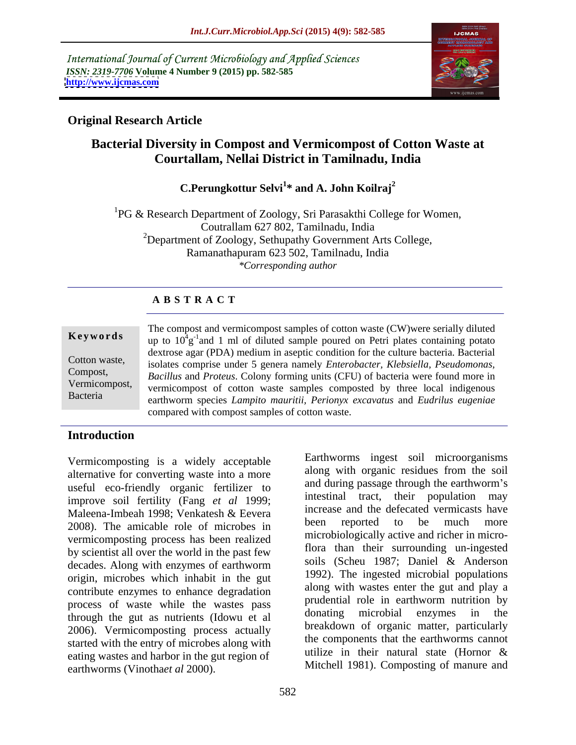International Journal of Current Microbiology and Applied Sciences
*ISSN: 2319-7706* **Volume 4 Number 9 (2015) pp. 582-585**
**http://www.ijcmas.com**

**Original Research Article**

# Bacterial Diversity in Compost and Vermicompost of Cotton Waste at Courtallam, Nellai District in Tamilnadu, India

**C.Perungkottur Selvi[1]* and A. John Koilraj[2]**

[1]PG & Research Department of Zoology, Sri Parasakthi College for Women, Coutrallam 627 802, Tamilnadu, India
[2]Department of Zoology, Sethupathy Government Arts College, Ramanathapuram 623 502, Tamilnadu, India
*\*Corresponding author*

## A B S T R A C T

**Keywords**

Cotton waste, Compost, Vermicompost, Bacteria

The compost and vermicompost samples of cotton waste (CW)were serially diluted up to $10^4 g^{-1}$and 1 ml of diluted sample poured on Petri plates containing potato dextrose agar (PDA) medium in aseptic condition for the culture bacteria. Bacterial isolates comprise under 5 genera namely *Enterobacter, Klebsiella, Pseudomonas, Bacillus* and *Proteus*. Colony forming units (CFU) of bacteria were found more in vermicompost of cotton waste samples composted by three local indigenous earthworm species *Lampito mauritii, Perionyx excavatus* and *Eudrilus eugeniae* compared with compost samples of cotton waste.

## Introduction

Vermicomposting is a widely acceptable alternative for converting waste into a more useful eco-friendly organic fertilizer to improve soil fertility (Fang *et al* 1999; Maleena-Imbeah 1998; Venkatesh & Eevera 2008). The amicable role of microbes in vermicomposting process has been realized by scientist all over the world in the past few decades. Along with enzymes of earthworm origin, microbes which inhabit in the gut contribute enzymes to enhance degradation process of waste while the wastes pass through the gut as nutrients (Idowu et al 2006). Vermicomposting process actually started with the entry of microbes along with eating wastes and harbor in the gut region of earthworms (Vinotha*et al* 2000).

Earthworms ingest soil microorganisms along with organic residues from the soil and during passage through the earthworm's intestinal tract, their population may increase and the defecated vermicasts have been reported to be much more microbiologically active and richer in micro-flora than their surrounding un-ingested soils (Scheu 1987; Daniel & Anderson 1992). The ingested microbial populations along with wastes enter the gut and play a prudential role in earthworm nutrition by donating microbial enzymes in the breakdown of organic matter, particularly the components that the earthworms cannot utilize in their natural state (Hornor & Mitchell 1981). Composting of manure and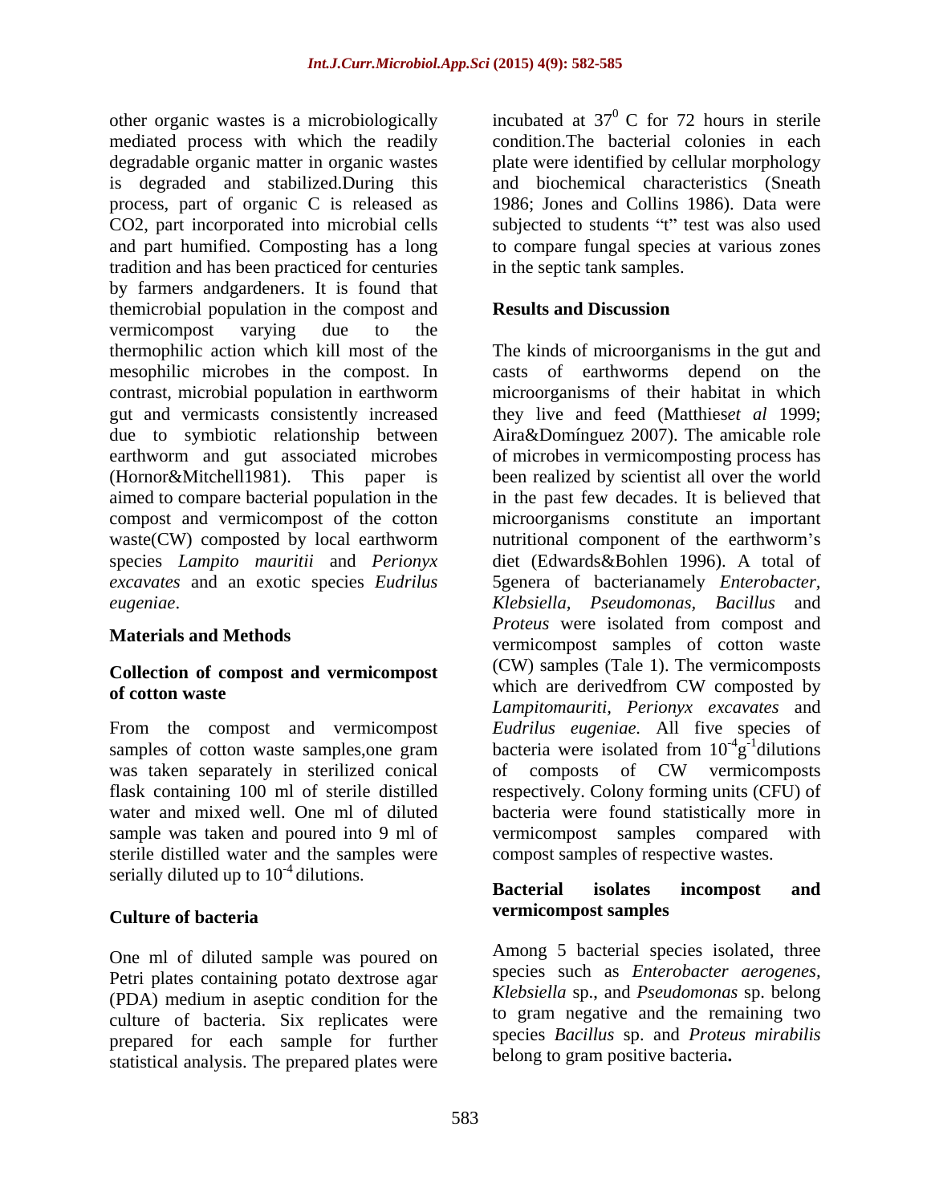other organic wastes is a microbiologically mediated process with which the readily degradable organic matter in organic wastes is degraded and stabilized.During this process, part of organic C is released as CO2, part incorporated into microbial cells and part humified. Composting has a long tradition and has been practiced for centuries by farmers andgardeners. It is found that themicrobial population in the compost and vermicompost varying due to the thermophilic action which kill most of the mesophilic microbes in the compost. In contrast, microbial population in earthworm gut and vermicasts consistently increased due to symbiotic relationship between earthworm and gut associated microbes (Hornor&Mitchell1981). This paper is aimed to compare bacterial population in the compost and vermicompost of the cotton waste(CW) composted by local earthworm species *Lampito mauritii* and *Perionyx excavates* and an exotic species *Eudrilus eugeniae*.

## Materials and Methods

### Collection of compost and vermicompost of cotton waste

From the compost and vermicompost samples of cotton waste samples,one gram was taken separately in sterilized conical flask containing 100 ml of sterile distilled water and mixed well. One ml of diluted sample was taken and poured into 9 ml of sterile distilled water and the samples were serially diluted up to $10^{-4}$ dilutions.

### Culture of bacteria

One ml of diluted sample was poured on Petri plates containing potato dextrose agar (PDA) medium in aseptic condition for the culture of bacteria. Six replicates were prepared for each sample for further statistical analysis. The prepared plates were incubated at $37^0$ C for 72 hours in sterile condition.The bacterial colonies in each plate were identified by cellular morphology and biochemical characteristics (Sneath 1986; Jones and Collins 1986). Data were subjected to students "t" test was also used to compare fungal species at various zones in the septic tank samples.

## Results and Discussion

The kinds of microorganisms in the gut and casts of earthworms depend on the microorganisms of their habitat in which they live and feed (Matthies*et al* 1999; Aira&Domínguez 2007). The amicable role of microbes in vermicomposting process has been realized by scientist all over the world in the past few decades. It is believed that microorganisms constitute an important nutritional component of the earthworm's diet (Edwards&Bohlen 1996). A total of 5genera of bacterianamely *Enterobacter, Klebsiella, Pseudomonas, Bacillus* and *Proteus* were isolated from compost and vermicompost samples of cotton waste (CW) samples (Tale 1). The vermicomposts which are derivedfrom CW composted by *Lampitomauriti, Perionyx excavates* and *Eudrilus eugeniae.* All five species of bacteria were isolated from $10^{-4}g^{-1}$dilutions of composts of CW vermicomposts respectively. Colony forming units (CFU) of bacteria were found statistically more in vermicompost samples compared with compost samples of respective wastes.

### Bacterial isolates incompost and vermicompost samples

Among 5 bacterial species isolated, three species such as *Enterobacter aerogenes, Klebsiella* sp., and *Pseudomonas* sp. belong to gram negative and the remaining two species *Bacillus* sp. and *Proteus mirabilis* belong to gram positive bacteria**.**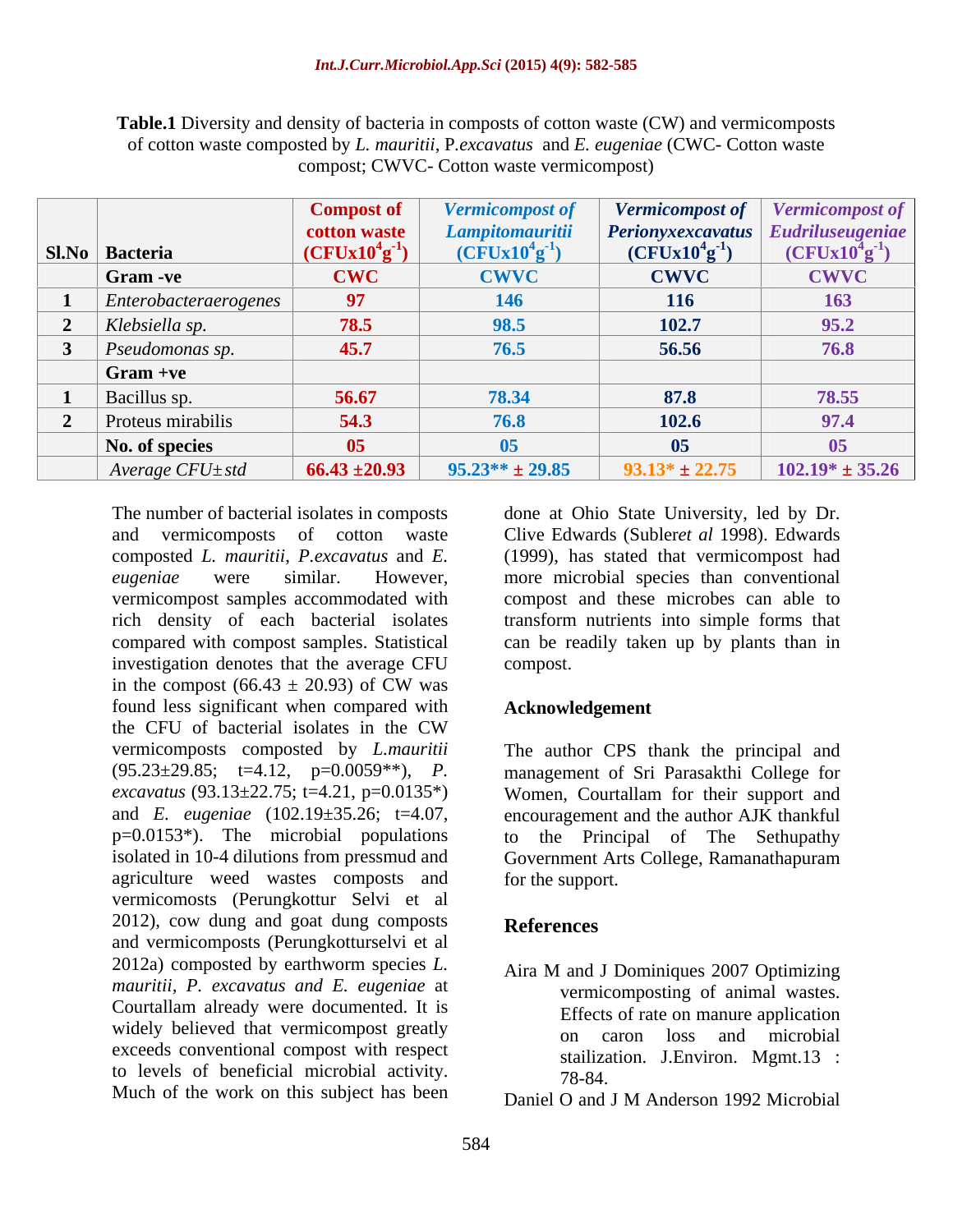**Table.1** Diversity and density of bacteria in composts of cotton waste (CW) and vermicomposts of cotton waste composted by *L. mauritii*, P.*excavatus* and *E. eugeniae* (CWC- Cotton waste compost; CWVC- Cotton waste vermicompost)

| Sl.No | Bacteria | Compost of cotton waste ($CFUx10^4g^{-1}$) | *Vermicompost of Lampitomauritii* ($CFUx10^4g^{-1}$) | *Vermicompost of Perionyxexcavatus* ($CFUx10^4g^{-1}$) | *Vermicompost of Eudriluseugeniae* ($CFUx10^4g^{-1}$) |
|---|---|---|---|---|---|
| | **Gram -ve** | **CWC** | **CWVC** | **CWVC** | **CWVC** |
| 1 | *Enterobacteraerogenes* | 97 | 146 | 116 | 163 |
| 2 | *Klebsiella sp.* | 78.5 | 98.5 | 102.7 | 95.2 |
| 3 | *Pseudomonas sp.* | 45.7 | 76.5 | 56.56 | 76.8 |
| | **Gram +ve** | | | | |
| 1 | Bacillus sp. | 56.67 | 78.34 | 87.8 | 78.55 |
| 2 | Proteus mirabilis | 54.3 | 76.8 | 102.6 | 97.4 |
| | **No. of species** | 05 | 05 | 05 | 05 |
| | *Average CFU± std* | 66.43 ±20.93 | 95.23** ± 29.85 | 93.13* ± 22.75 | 102.19* ± 35.26 |

The number of bacterial isolates in composts and vermicomposts of cotton waste composted *L. mauritii*, *P.excavatus* and *E. eugeniae* were similar. However, vermicompost samples accommodated with rich density of each bacterial isolates compared with compost samples. Statistical investigation denotes that the average CFU in the compost (66.43 ± 20.93) of CW was found less significant when compared with the CFU of bacterial isolates in the CW vermicomposts composted by *L.mauritii* (95.23±29.85; t=4.12, p=0.0059**), *P. excavatus* (93.13±22.75; t=4.21, p=0.0135*) and *E. eugeniae* (102.19±35.26; t=4.07, p=0.0153*). The microbial populations isolated in 10-4 dilutions from pressmud and agriculture weed wastes composts and vermicomosts (Perungkottur Selvi et al 2012), cow dung and goat dung composts and vermicomposts (Perungkotturselvi et al 2012a) composted by earthworm species *L. mauritii, P. excavatus and E. eugeniae* at Courtallam already were documented. It is widely believed that vermicompost greatly exceeds conventional compost with respect to levels of beneficial microbial activity. Much of the work on this subject has been done at Ohio State University, led by Dr. Clive Edwards (Subler*et al* 1998). Edwards (1999), has stated that vermicompost had more microbial species than conventional compost and these microbes can able to transform nutrients into simple forms that can be readily taken up by plants than in compost.

## Acknowledgement

The author CPS thank the principal and management of Sri Parasakthi College for Women, Courtallam for their support and encouragement and the author AJK thankful to the Principal of The Sethupathy Government Arts College, Ramanathapuram for the support.

## References

Aira M and J Dominiques 2007 Optimizing vermicomposting of animal wastes. Effects of rate on manure application on caron loss and microbial stailization. J.Environ. Mgmt.13 : 78-84.

Daniel O and J M Anderson 1992 Microbial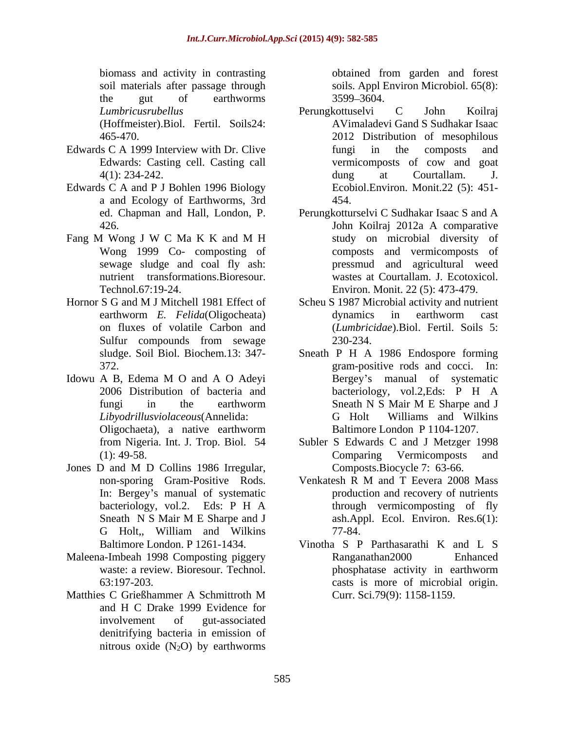biomass and activity in contrasting soil materials after passage through the gut of earthworms *Lumbricusrubellus* (Hoffmeister).Biol. Fertil. Soils24: 465-470.

Edwards C A 1999 Interview with Dr. Clive Edwards: Casting cell. Casting call 4(1): 234-242.

Edwards C A and P J Bohlen 1996 Biology a and Ecology of Earthworms, 3rd ed. Chapman and Hall, London, P. 426.

Fang M Wong J W C Ma K K and M H Wong 1999 Co- composting of sewage sludge and coal fly ash: nutrient transformations.Bioresour. Technol.67:19-24.

Hornor S G and M J Mitchell 1981 Effect of earthworm *E. Felida*(Oligocheata) on fluxes of volatile Carbon and Sulfur compounds from sewage sludge. Soil Biol. Biochem.13: 347-372.

Idowu A B, Edema M O and A O Adeyi 2006 Distribution of bacteria and fungi in the earthworm *Libyodrillusviolaceous*(Annelida: Oligochaeta), a native earthworm from Nigeria. Int. J. Trop. Biol. 54 (1): 49-58.

Jones D and M D Collins 1986 Irregular, non-sporing Gram-Positive Rods. In: Bergey's manual of systematic bacteriology, vol.2. Eds: P H A Sneath N S Mair M E Sharpe and J G Holt,, William and Wilkins Baltimore London. P 1261-1434.

Maleena-Imbeah 1998 Composting piggery waste: a review. Bioresour. Technol. 63:197-203.

Matthies C Grießhammer A Schmittroth M and H C Drake 1999 Evidence for involvement of gut-associated denitrifying bacteria in emission of nitrous oxide ($N_2O$) by earthworms obtained from garden and forest soils. Appl Environ Microbiol. 65(8): 3599–3604.

Perungkottuselvi C John Koilraj AVimaladevi Gand S Sudhakar Isaac 2012 Distribution of mesophilous fungi in the composts and vermicomposts of cow and goat dung at Courtallam. J. Ecobiol.Environ. Monit.22 (5): 451-454.

Perungkotturselvi C Sudhakar Isaac S and A John Koilraj 2012a A comparative study on microbial diversity of composts and vermicomposts of pressmud and agricultural weed wastes at Courtallam. J. Ecotoxicol. Environ. Monit. 22 (5): 473-479.

Scheu S 1987 Microbial activity and nutrient dynamics in earthworm cast (*Lumbricidae*).Biol. Fertil. Soils 5: 230-234.

Sneath P H A 1986 Endospore forming gram-positive rods and cocci. In: Bergey's manual of systematic bacteriology, vol.2,Eds: P H A Sneath N S Mair M E Sharpe and J G Holt Williams and Wilkins Baltimore London P 1104-1207.

Subler S Edwards C and J Metzger 1998 Comparing Vermicomposts and Composts.Biocycle 7: 63-66.

Venkatesh R M and T Eevera 2008 Mass production and recovery of nutrients through vermicomposting of fly ash.Appl. Ecol. Environ. Res.6(1): 77-84.

Vinotha S P Parthasarathi K and L S Ranganathan2000 Enhanced phosphatase activity in earthworm casts is more of microbial origin. Curr. Sci.79(9): 1158-1159.